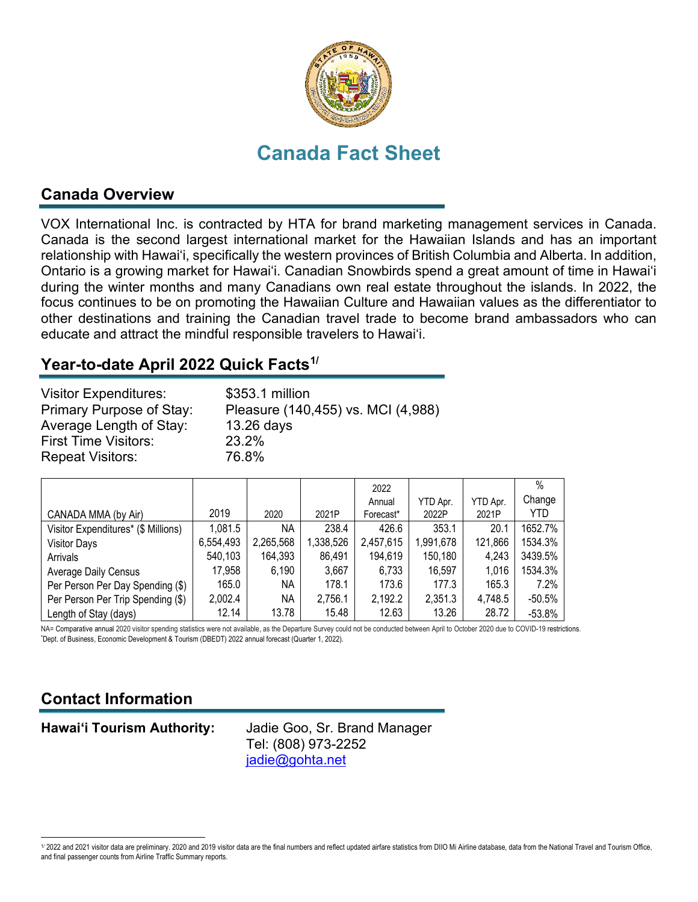# Canada Fact Sheet

## Canada Overview

VOX International Inc. is contracted by HTA for brand marketing management services in Canada. Canada is the second largest international market for the Hawaiian Islands and has an important relationship with Hawai'i, specifically the western provinces of British Columbia and Alberta. In addition, Ontario is a growing market for Hawai'i. Canadian Snowbirds spend a great amount of time in Hawai'i during the winter months and many Canadians own real estate throughout the islands. In 2022, the focus continues to be on promoting the Hawaiian Culture and Hawaiian values as the differentiator to other destinations and training the Canadian travel trade to become brand ambassadors who can educate and attract the mindful responsible travelers to Hawai'i.

## Year-to-date April 2022 Quick Facts[1/]

| | |
|---|---|
| Visitor Expenditures: | $353.1 million |
| Primary Purpose of Stay: | Pleasure (140,455) vs. MCI (4,988) |
| Average Length of Stay: | 13.26 days |
| First Time Visitors: | 23.2% |
| Repeat Visitors: | 76.8% |

| CANADA MMA (by Air) | 2019 | 2020 | 2021P | 2022 Annual Forecast* | YTD Apr. 2022P | YTD Apr. 2021P | % Change YTD |
|---|---|---|---|---|---|---|---|
| Visitor Expenditures* ($ Millions) | 1,081.5 | NA | 238.4 | 426.6 | 353.1 | 20.1 | 1652.7% |
| Visitor Days | 6,554,493 | 2,265,568 | 1,338,526 | 2,457,615 | 1,991,678 | 121,866 | 1534.3% |
| Arrivals | 540,103 | 164,393 | 86,491 | 194,619 | 150,180 | 4,243 | 3439.5% |
| Average Daily Census | 17,958 | 6,190 | 3,667 | 6,733 | 16,597 | 1,016 | 1534.3% |
| Per Person Per Day Spending ($) | 165.0 | NA | 178.1 | 173.6 | 177.3 | 165.3 | 7.2% |
| Per Person Per Trip Spending ($) | 2,002.4 | NA | 2,756.1 | 2,192.2 | 2,351.3 | 4,748.5 | -50.5% |
| Length of Stay (days) | 12.14 | 13.78 | 15.48 | 12.63 | 13.26 | 28.72 | -53.8% |

NA= Comparative annual 2020 visitor spending statistics were not available, as the Departure Survey could not be conducted between April to October 2020 due to COVID-19 restrictions.
*Dept. of Business, Economic Development & Tourism (DBEDT) 2022 annual forecast (Quarter 1, 2022).

## Contact Information

**Hawai'i Tourism Authority:** Jadie Goo, Sr. Brand Manager
Tel: (808) 973-2252
jadie@gohta.net

[1/] 2022 and 2021 visitor data are preliminary. 2020 and 2019 visitor data are the final numbers and reflect updated airfare statistics from DIIO Mi Airline database, data from the National Travel and Tourism Office, and final passenger counts from Airline Traffic Summary reports.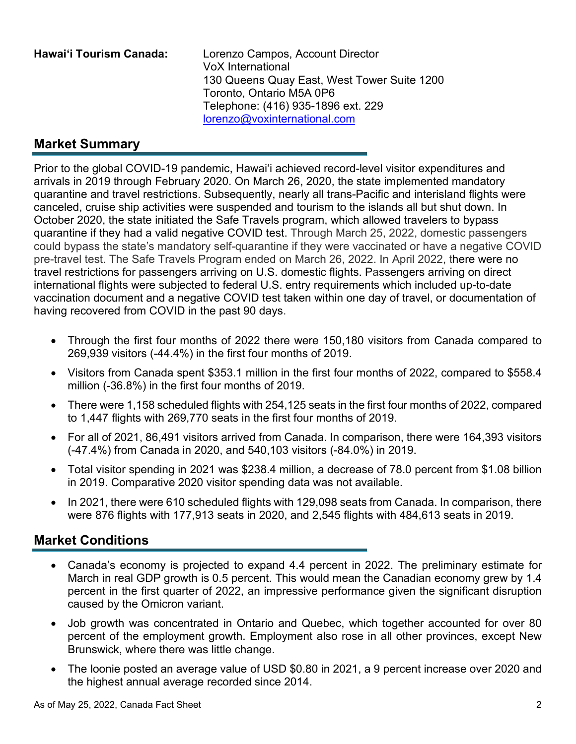**Hawai'i Tourism Canada:** Lorenzo Campos, Account Director
VoX International
130 Queens Quay East, West Tower Suite 1200
Toronto, Ontario M5A 0P6
Telephone: (416) 935-1896 ext. 229
lorenzo@voxinternational.com

## Market Summary

Prior to the global COVID-19 pandemic, Hawai'i achieved record-level visitor expenditures and arrivals in 2019 through February 2020. On March 26, 2020, the state implemented mandatory quarantine and travel restrictions. Subsequently, nearly all trans-Pacific and interisland flights were canceled, cruise ship activities were suspended and tourism to the islands all but shut down. In October 2020, the state initiated the Safe Travels program, which allowed travelers to bypass quarantine if they had a valid negative COVID test. Through March 25, 2022, domestic passengers could bypass the state's mandatory self-quarantine if they were vaccinated or have a negative COVID pre-travel test. The Safe Travels Program ended on March 26, 2022. In April 2022, there were no travel restrictions for passengers arriving on U.S. domestic flights. Passengers arriving on direct international flights were subjected to federal U.S. entry requirements which included up-to-date vaccination document and a negative COVID test taken within one day of travel, or documentation of having recovered from COVID in the past 90 days.

- Through the first four months of 2022 there were 150,180 visitors from Canada compared to 269,939 visitors (-44.4%) in the first four months of 2019.
- Visitors from Canada spent $353.1 million in the first four months of 2022, compared to $558.4 million (-36.8%) in the first four months of 2019.
- There were 1,158 scheduled flights with 254,125 seats in the first four months of 2022, compared to 1,447 flights with 269,770 seats in the first four months of 2019.
- For all of 2021, 86,491 visitors arrived from Canada. In comparison, there were 164,393 visitors (-47.4%) from Canada in 2020, and 540,103 visitors (-84.0%) in 2019.
- Total visitor spending in 2021 was $238.4 million, a decrease of 78.0 percent from $1.08 billion in 2019. Comparative 2020 visitor spending data was not available.
- In 2021, there were 610 scheduled flights with 129,098 seats from Canada. In comparison, there were 876 flights with 177,913 seats in 2020, and 2,545 flights with 484,613 seats in 2019.

## Market Conditions

- Canada's economy is projected to expand 4.4 percent in 2022. The preliminary estimate for March in real GDP growth is 0.5 percent. This would mean the Canadian economy grew by 1.4 percent in the first quarter of 2022, an impressive performance given the significant disruption caused by the Omicron variant.
- Job growth was concentrated in Ontario and Quebec, which together accounted for over 80 percent of the employment growth. Employment also rose in all other provinces, except New Brunswick, where there was little change.
- The loonie posted an average value of USD $0.80 in 2021, a 9 percent increase over 2020 and the highest annual average recorded since 2014.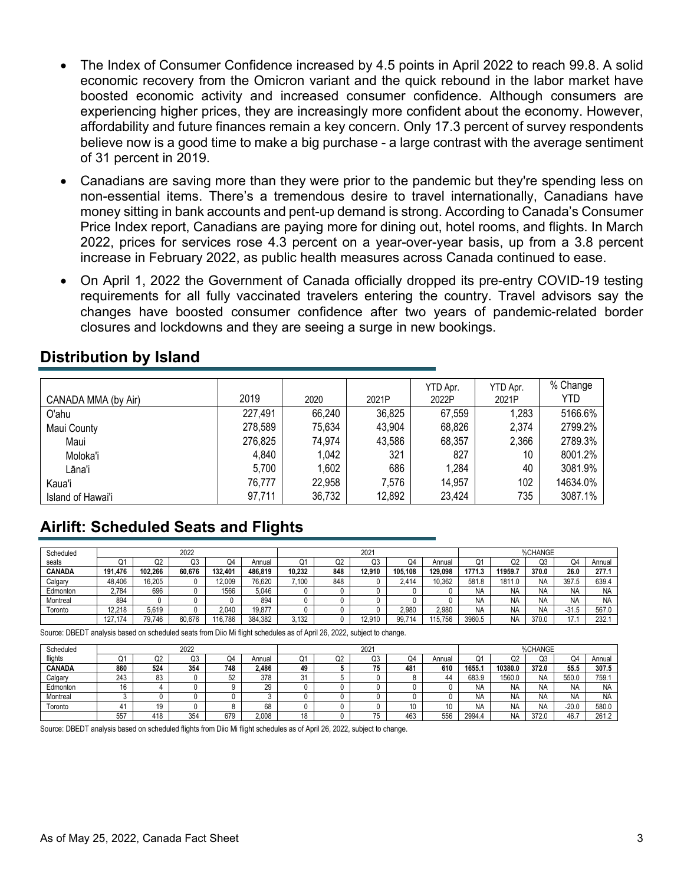- The Index of Consumer Confidence increased by 4.5 points in April 2022 to reach 99.8. A solid economic recovery from the Omicron variant and the quick rebound in the labor market have boosted economic activity and increased consumer confidence. Although consumers are experiencing higher prices, they are increasingly more confident about the economy. However, affordability and future finances remain a key concern. Only 17.3 percent of survey respondents believe now is a good time to make a big purchase - a large contrast with the average sentiment of 31 percent in 2019.
- Canadians are saving more than they were prior to the pandemic but they're spending less on non-essential items. There's a tremendous desire to travel internationally, Canadians have money sitting in bank accounts and pent-up demand is strong. According to Canada's Consumer Price Index report, Canadians are paying more for dining out, hotel rooms, and flights. In March 2022, prices for services rose 4.3 percent on a year-over-year basis, up from a 3.8 percent increase in February 2022, as public health measures across Canada continued to ease.
- On April 1, 2022 the Government of Canada officially dropped its pre-entry COVID-19 testing requirements for all fully vaccinated travelers entering the country. Travel advisors say the changes have boosted consumer confidence after two years of pandemic-related border closures and lockdowns and they are seeing a surge in new bookings.

## Distribution by Island

| CANADA MMA (by Air) | 2019 | 2020 | 2021P | YTD Apr. 2022P | YTD Apr. 2021P | % Change YTD |
|---|---|---|---|---|---|---|
| O'ahu | 227,491 | 66,240 | 36,825 | 67,559 | 1,283 | 5166.6% |
| Maui County | 278,589 | 75,634 | 43,904 | 68,826 | 2,374 | 2799.2% |
| Maui | 276,825 | 74,974 | 43,586 | 68,357 | 2,366 | 2789.3% |
| Moloka'i | 4,840 | 1,042 | 321 | 827 | 10 | 8001.2% |
| Lāna'i | 5,700 | 1,602 | 686 | 1,284 | 40 | 3081.9% |
| Kaua'i | 76,777 | 22,958 | 7,576 | 14,957 | 102 | 14634.0% |
| Island of Hawai'i | 97,711 | 36,732 | 12,892 | 23,424 | 735 | 3087.1% |

## Airlift: Scheduled Seats and Flights

| Scheduled | 2022 | | | | | 2021 | | | | | %CHANGE | | | | |
|---|---|---|---|---|---|---|---|---|---|---|---|---|---|---|---|
| seats | Q1 | Q2 | Q3 | Q4 | Annual | Q1 | Q2 | Q3 | Q4 | Annual | Q1 | Q2 | Q3 | Q4 | Annual |
| **CANADA** | **191,476** | **102,266** | **60,676** | **132,401** | **486,819** | **10,232** | **848** | **12,910** | **105,108** | **129,098** | **1771.3** | **11959.7** | **370.0** | **26.0** | **277.1** |
| Calgary | 48,406 | 16,205 | 0 | 12,009 | 76,620 | 7,100 | 848 | 0 | 2,414 | 10,362 | 581.8 | 1811.0 | NA | 397.5 | 639.4 |
| Edmonton | 2,784 | 696 | 0 | 1566 | 5,046 | 0 | 0 | 0 | 0 | 0 | NA | NA | NA | NA | NA |
| Montreal | 894 | 0 | 0 | 0 | 894 | 0 | 0 | 0 | 0 | 0 | NA | NA | NA | NA | NA |
| Toronto | 12,218 | 5,619 | 0 | 2,040 | 19,877 | 0 | 0 | 0 | 2,980 | 2,980 | NA | NA | NA | -31.5 | 567.0 |
| | 127,174 | 79,746 | 60,676 | 116,786 | 384,382 | 3,132 | 0 | 12,910 | 99,714 | 115,756 | 3960.5 | NA | 370.0 | 17.1 | 232.1 |

Source: DBEDT analysis based on scheduled seats from Diio Mi flight schedules as of April 26, 2022, subject to change.

| Scheduled | 2022 | | | | | 2021 | | | | | %CHANGE | | | | |
|---|---|---|---|---|---|---|---|---|---|---|---|---|---|---|---|
| flights | Q1 | Q2 | Q3 | Q4 | Annual | Q1 | Q2 | Q3 | Q4 | Annual | Q1 | Q2 | Q3 | Q4 | Annual |
| **CANADA** | **860** | **524** | **354** | **748** | **2,486** | **49** | **5** | **75** | **481** | **610** | **1655.1** | **10380.0** | **372.0** | **55.5** | **307.5** |
| Calgary | 243 | 83 | 0 | 52 | 378 | 31 | 5 | 0 | 8 | 44 | 683.9 | 1560.0 | NA | 550.0 | 759.1 |
| Edmonton | 16 | 4 | 0 | 9 | 29 | 0 | 0 | 0 | 0 | 0 | NA | NA | NA | NA | NA |
| Montreal | 3 | 0 | 0 | 0 | 3 | 0 | 0 | 0 | 0 | 0 | NA | NA | NA | NA | NA |
| Toronto | 41 | 19 | 0 | 8 | 68 | 0 | 0 | 0 | 10 | 10 | NA | NA | NA | -20.0 | 580.0 |
| | 557 | 418 | 354 | 679 | 2,008 | 18 | 0 | 75 | 463 | 556 | 2994.4 | NA | 372.0 | 46.7 | 261.2 |

Source: DBEDT analysis based on scheduled flights from Diio Mi flight schedules as of April 26, 2022, subject to change.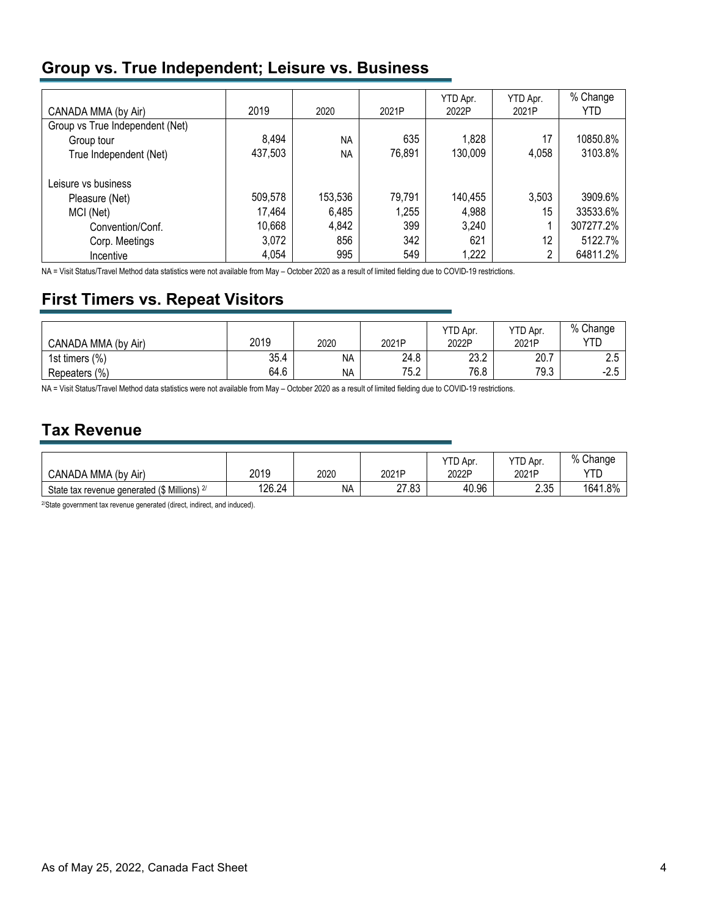## Group vs. True Independent; Leisure vs. Business

| CANADA MMA (by Air) | 2019 | 2020 | 2021P | YTD Apr. 2022P | YTD Apr. 2021P | % Change YTD |
|---|---|---|---|---|---|---|
| Group vs True Independent (Net) | | | | | | |
| Group tour | 8,494 | NA | 635 | 1,828 | 17 | 10850.8% |
| True Independent (Net) | 437,503 | NA | 76,891 | 130,009 | 4,058 | 3103.8% |
| Leisure vs business | | | | | | |
| Pleasure (Net) | 509,578 | 153,536 | 79,791 | 140,455 | 3,503 | 3909.6% |
| MCI (Net) | 17,464 | 6,485 | 1,255 | 4,988 | 15 | 33533.6% |
| Convention/Conf. | 10,668 | 4,842 | 399 | 3,240 | 1 | 307277.2% |
| Corp. Meetings | 3,072 | 856 | 342 | 621 | 12 | 5122.7% |
| Incentive | 4,054 | 995 | 549 | 1,222 | 2 | 64811.2% |

NA = Visit Status/Travel Method data statistics were not available from May – October 2020 as a result of limited fielding due to COVID-19 restrictions.

## First Timers vs. Repeat Visitors

| CANADA MMA (by Air) | 2019 | 2020 | 2021P | YTD Apr. 2022P | YTD Apr. 2021P | % Change YTD |
|---|---|---|---|---|---|---|
| 1st timers (%) | 35.4 | NA | 24.8 | 23.2 | 20.7 | 2.5 |
| Repeaters (%) | 64.6 | NA | 75.2 | 76.8 | 79.3 | -2.5 |

NA = Visit Status/Travel Method data statistics were not available from May – October 2020 as a result of limited fielding due to COVID-19 restrictions.

## Tax Revenue

| CANADA MMA (by Air) | 2019 | 2020 | 2021P | YTD Apr. 2022P | YTD Apr. 2021P | % Change YTD |
|---|---|---|---|---|---|---|
| State tax revenue generated ($ Millions) [2/] | 126.24 | NA | 27.83 | 40.96 | 2.35 | 1641.8% |

[2/]State government tax revenue generated (direct, indirect, and induced).